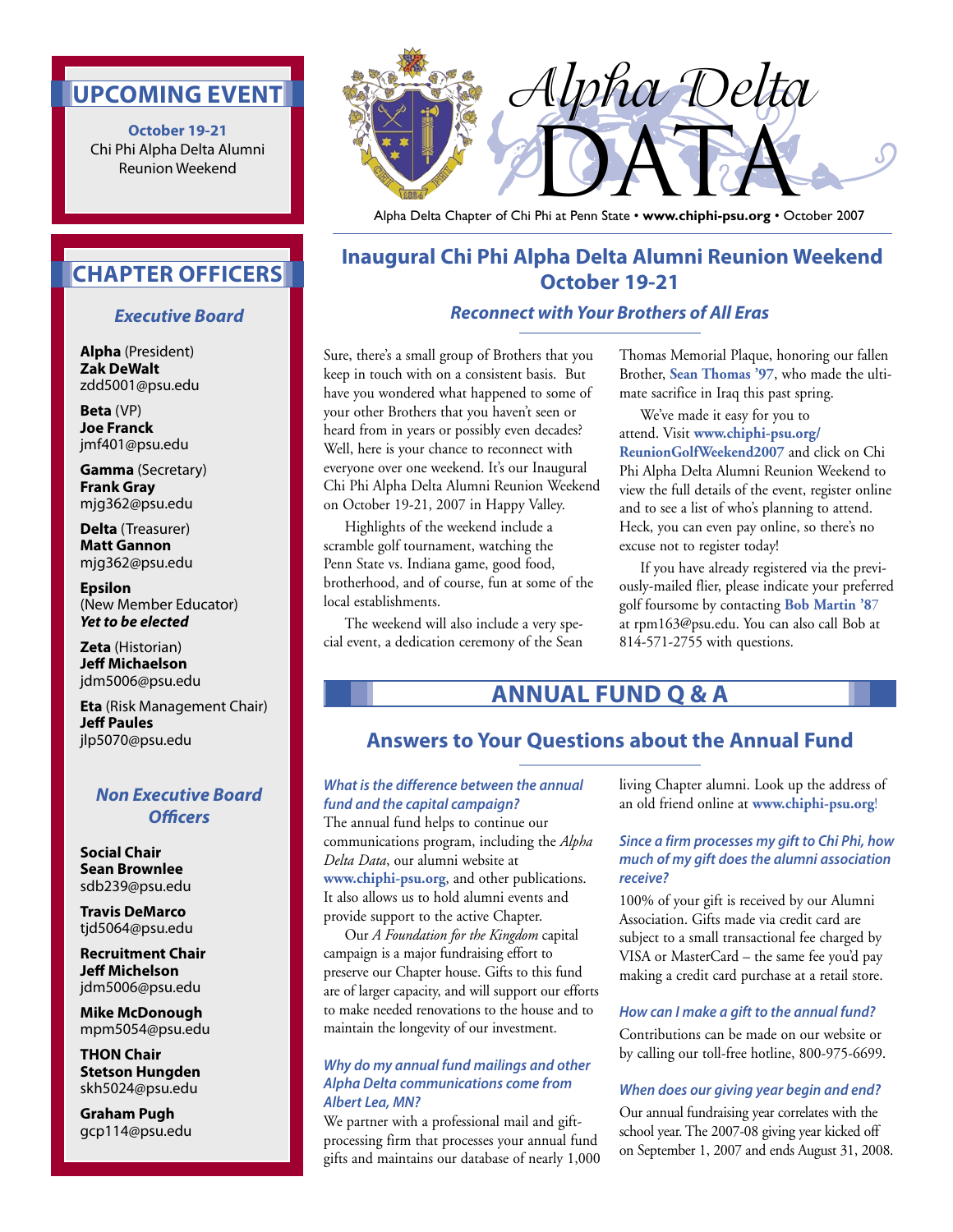# Alpha Delta DATA

Alpha Delta Chapter of Chi Phi at Penn State • **www.chiphi-psu.org** • October 2007

## UPCOMING EVENT

**October 19-21**
Chi Phi Alpha Delta Alumni Reunion Weekend

## CHAPTER OFFICERS

### *Executive Board*

**Alpha** (President)
**Zak DeWalt**
zdd5001@psu.edu

**Beta** (VP)
**Joe Franck**
jmf401@psu.edu

**Gamma** (Secretary)
**Frank Gray**
mjg362@psu.edu

**Delta** (Treasurer)
**Matt Gannon**
mjg362@psu.edu

**Epsilon**
(New Member Educator)
***Yet to be elected***

**Zeta** (Historian)
**Jeff Michaelson**
jdm5006@psu.edu

**Eta** (Risk Management Chair)
**Jeff Paules**
jlp5070@psu.edu

### *Non Executive Board Officers*

**Social Chair**
**Sean Brownlee**
sdb239@psu.edu

**Travis DeMarco**
tjd5064@psu.edu

**Recruitment Chair**
**Jeff Michelson**
jdm5006@psu.edu

**Mike McDonough**
mpm5054@psu.edu

**THON Chair**
**Stetson Hungden**
skh5024@psu.edu

**Graham Pugh**
gcp114@psu.edu

## Inaugural Chi Phi Alpha Delta Alumni Reunion Weekend October 19-21

### *Reconnect with Your Brothers of All Eras*

Sure, there's a small group of Brothers that you keep in touch with on a consistent basis. But have you wondered what happened to some of your other Brothers that you haven't seen or heard from in years or possibly even decades? Well, here is your chance to reconnect with everyone over one weekend. It's our Inaugural Chi Phi Alpha Delta Alumni Reunion Weekend on October 19-21, 2007 in Happy Valley.

Highlights of the weekend include a scramble golf tournament, watching the Penn State vs. Indiana game, good food, brotherhood, and of course, fun at some of the local establishments.

The weekend will also include a very special event, a dedication ceremony of the Sean Thomas Memorial Plaque, honoring our fallen Brother, **Sean Thomas '97**, who made the ultimate sacrifice in Iraq this past spring.

We've made it easy for you to attend. Visit **www.chiphi-psu.org/ReunionGolfWeekend2007** and click on Chi Phi Alpha Delta Alumni Reunion Weekend to view the full details of the event, register online and to see a list of who's planning to attend. Heck, you can even pay online, so there's no excuse not to register today!

If you have already registered via the previously-mailed flier, please indicate your preferred golf foursome by contacting **Bob Martin '87** at rpm163@psu.edu. You can also call Bob at 814-571-2755 with questions.

## ANNUAL FUND Q & A

### Answers to Your Questions about the Annual Fund

***What is the difference between the annual fund and the capital campaign?***

The annual fund helps to continue our communications program, including the *Alpha Delta Data*, our alumni website at **www.chiphi-psu.org**, and other publications. It also allows us to hold alumni events and provide support to the active Chapter.

Our *A Foundation for the Kingdom* capital campaign is a major fundraising effort to preserve our Chapter house. Gifts to this fund are of larger capacity, and will support our efforts to make needed renovations to the house and to maintain the longevity of our investment.

***Why do my annual fund mailings and other Alpha Delta communications come from Albert Lea, MN?***

We partner with a professional mail and gift-processing firm that processes your annual fund gifts and maintains our database of nearly 1,000 living Chapter alumni. Look up the address of an old friend online at **www.chiphi-psu.org**!

***Since a firm processes my gift to Chi Phi, how much of my gift does the alumni association receive?***

100% of your gift is received by our Alumni Association. Gifts made via credit card are subject to a small transactional fee charged by VISA or MasterCard – the same fee you'd pay making a credit card purchase at a retail store.

***How can I make a gift to the annual fund?***

Contributions can be made on our website or by calling our toll-free hotline, 800-975-6699.

***When does our giving year begin and end?***

Our annual fundraising year correlates with the school year. The 2007-08 giving year kicked off on September 1, 2007 and ends August 31, 2008.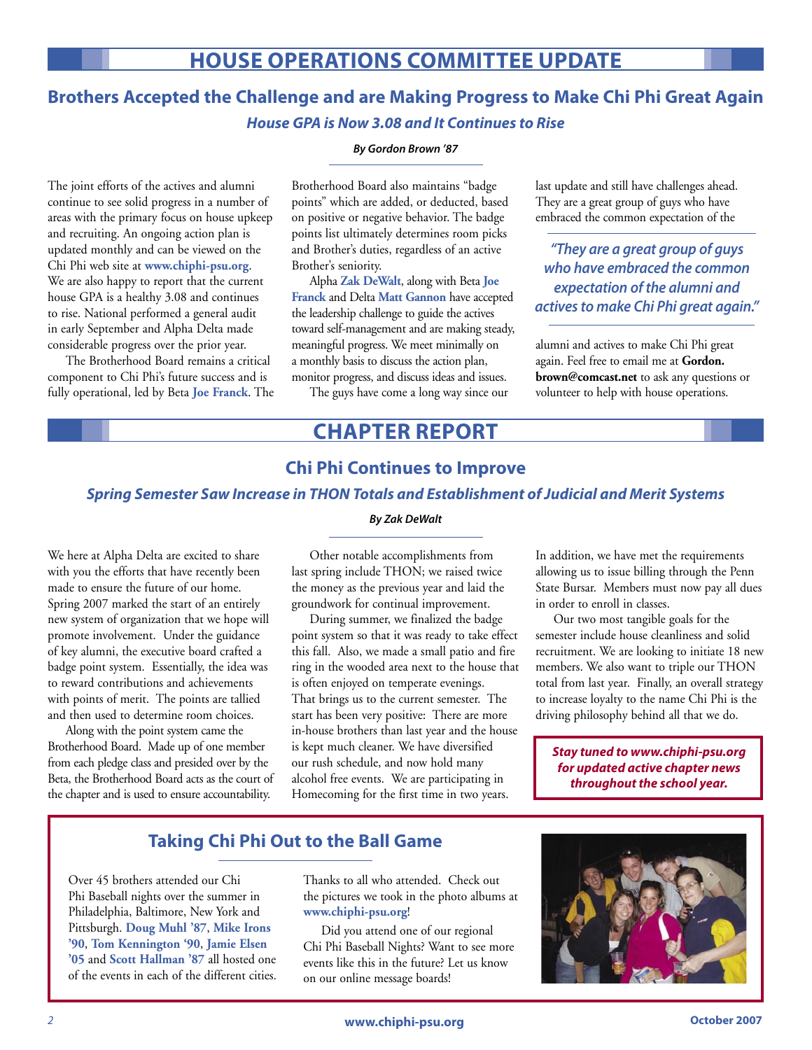# HOUSE OPERATIONS COMMITTEE UPDATE

## Brothers Accepted the Challenge and are Making Progress to Make Chi Phi Great Again

### *House GPA is Now 3.08 and It Continues to Rise*

***By Gordon Brown '87***

The joint efforts of the actives and alumni continue to see solid progress in a number of areas with the primary focus on house upkeep and recruiting. An ongoing action plan is updated monthly and can be viewed on the Chi Phi web site at **www.chiphi-psu.org**. We are also happy to report that the current house GPA is a healthy 3.08 and continues to rise. National performed a general audit in early September and Alpha Delta made considerable progress over the prior year.

The Brotherhood Board remains a critical component to Chi Phi's future success and is fully operational, led by Beta **Joe Franck**. The Brotherhood Board also maintains "badge points" which are added, or deducted, based on positive or negative behavior. The badge points list ultimately determines room picks and Brother's duties, regardless of an active Brother's seniority.

Alpha **Zak DeWalt**, along with Beta **Joe Franck** and Delta **Matt Gannon** have accepted the leadership challenge to guide the actives toward self-management and are making steady, meaningful progress. We meet minimally on a monthly basis to discuss the action plan, monitor progress, and discuss ideas and issues.

The guys have come a long way since our last update and still have challenges ahead. They are a great group of guys who have embraced the common expectation of the alumni and actives to make Chi Phi great again. Feel free to email me at **Gordon.brown@comcast.net** to ask any questions or volunteer to help with house operations.

> *"They are a great group of guys who have embraced the common expectation of the alumni and actives to make Chi Phi great again."*

# CHAPTER REPORT

## Chi Phi Continues to Improve

### *Spring Semester Saw Increase in THON Totals and Establishment of Judicial and Merit Systems*

***By Zak DeWalt***

We here at Alpha Delta are excited to share with you the efforts that have recently been made to ensure the future of our home. Spring 2007 marked the start of an entirely new system of organization that we hope will promote involvement. Under the guidance of key alumni, the executive board crafted a badge point system. Essentially, the idea was to reward contributions and achievements with points of merit. The points are tallied and then used to determine room choices.

Along with the point system came the Brotherhood Board. Made up of one member from each pledge class and presided over by the Beta, the Brotherhood Board acts as the court of the chapter and is used to ensure accountability.

Other notable accomplishments from last spring include THON; we raised twice the money as the previous year and laid the groundwork for continual improvement.

During summer, we finalized the badge point system so that it was ready to take effect this fall. Also, we made a small patio and fire ring in the wooded area next to the house that is often enjoyed on temperate evenings. That brings us to the current semester. The start has been very positive: There are more in-house brothers than last year and the house is kept much cleaner. We have diversified our rush schedule, and now hold many alcohol free events. We are participating in Homecoming for the first time in two years. In addition, we have met the requirements allowing us to issue billing through the Penn State Bursar. Members must now pay all dues in order to enroll in classes.

Our two most tangible goals for the semester include house cleanliness and solid recruitment. We are looking to initiate 18 new members. We also want to triple our THON total from last year. Finally, an overall strategy to increase loyalty to the name Chi Phi is the driving philosophy behind all that we do.

***Stay tuned to www.chiphi-psu.org for updated active chapter news throughout the school year.***

## Taking Chi Phi Out to the Ball Game

Over 45 brothers attended our Chi Phi Baseball nights over the summer in Philadelphia, Baltimore, New York and Pittsburgh. **Doug Muhl '87**, **Mike Irons '90**, **Tom Kennington '90**, **Jamie Elsen '05** and **Scott Hallman '87** all hosted one of the events in each of the different cities. Thanks to all who attended. Check out the pictures we took in the photo albums at **www.chiphi-psu.org**!

Did you attend one of our regional Chi Phi Baseball Nights? Want to see more events like this in the future? Let us know on our online message boards!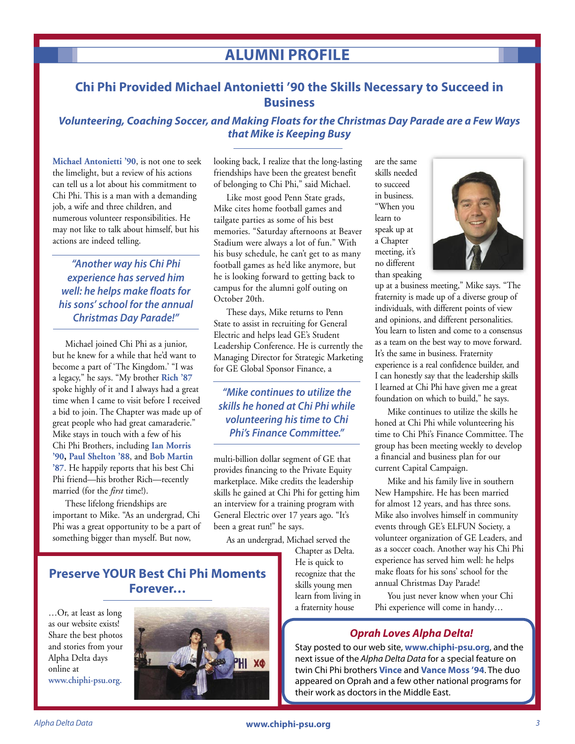# ALUMNI PROFILE

## Chi Phi Provided Michael Antonietti '90 the Skills Necessary to Succeed in Business

### *Volunteering, Coaching Soccer, and Making Floats for the Christmas Day Parade are a Few Ways that Mike is Keeping Busy*

**Michael Antonietti '90**, is not one to seek the limelight, but a review of his actions can tell us a lot about his commitment to Chi Phi. This is a man with a demanding job, a wife and three children, and numerous volunteer responsibilities. He may not like to talk about himself, but his actions are indeed telling.

> *"Another way his Chi Phi experience has served him well: he helps make floats for his sons' school for the annual Christmas Day Parade!"*

Michael joined Chi Phi as a junior, but he knew for a while that he'd want to become a part of 'The Kingdom.' "I was a legacy," he says. "My brother **Rich '87** spoke highly of it and I always had a great time when I came to visit before I received a bid to join. The Chapter was made up of great people who had great camaraderie." Mike stays in touch with a few of his Chi Phi Brothers, including **Ian Morris '90**, **Paul Shelton '88**, and **Bob Martin '87**. He happily reports that his best Chi Phi friend—his brother Rich—recently married (for the *first* time!).

These lifelong friendships are important to Mike. "As an undergrad, Chi Phi was a great opportunity to be a part of something bigger than myself. But now, looking back, I realize that the long-lasting friendships have been the greatest benefit of belonging to Chi Phi," said Michael.

Like most good Penn State grads, Mike cites home football games and tailgate parties as some of his best memories. "Saturday afternoons at Beaver Stadium were always a lot of fun." With his busy schedule, he can't get to as many football games as he'd like anymore, but he is looking forward to getting back to campus for the alumni golf outing on October 20th.

These days, Mike returns to Penn State to assist in recruiting for General Electric and helps lead GE's Student Leadership Conference. He is currently the Managing Director for Strategic Marketing for GE Global Sponsor Finance, a multi-billion dollar segment of GE that provides financing to the Private Equity marketplace. Mike credits the leadership skills he gained at Chi Phi for getting him an interview for a training program with General Electric over 17 years ago. "It's been a great run!" he says.

> *"Mike continues to utilize the skills he honed at Chi Phi while volunteering his time to Chi Phi's Finance Committee."*

As an undergrad, Michael served the Chapter as Delta. He is quick to recognize that the skills young men learn from living in a fraternity house are the same skills needed to succeed in business. "When you learn to speak up at a Chapter meeting, it's no different than speaking up at a business meeting," Mike says. "The fraternity is made up of a diverse group of individuals, with different points of view and opinions, and different personalities. You learn to listen and come to a consensus as a team on the best way to move forward. It's the same in business. Fraternity experience is a real confidence builder, and I can honestly say that the leadership skills I learned at Chi Phi have given me a great foundation on which to build," he says.

Mike continues to utilize the skills he honed at Chi Phi while volunteering his time to Chi Phi's Finance Committee. The group has been meeting weekly to develop a financial and business plan for our current Capital Campaign.

Mike and his family live in southern New Hampshire. He has been married for almost 12 years, and has three sons. Mike also involves himself in community events through GE's ELFUN Society, a volunteer organization of GE Leaders, and as a soccer coach. Another way his Chi Phi experience has served him well: he helps make floats for his sons' school for the annual Christmas Day Parade!

You just never know when your Chi Phi experience will come in handy…

## Preserve YOUR Best Chi Phi Moments Forever…

…Or, at least as long as our website exists! Share the best photos and stories from your Alpha Delta days online at **www.chiphi-psu.org.**

## *Oprah Loves Alpha Delta!*

Stay posted to our web site, **www.chiphi-psu.org**, and the next issue of the *Alpha Delta Data* for a special feature on twin Chi Phi brothers **Vince** and **Vance Moss '94**. The duo appeared on Oprah and a few other national programs for their work as doctors in the Middle East.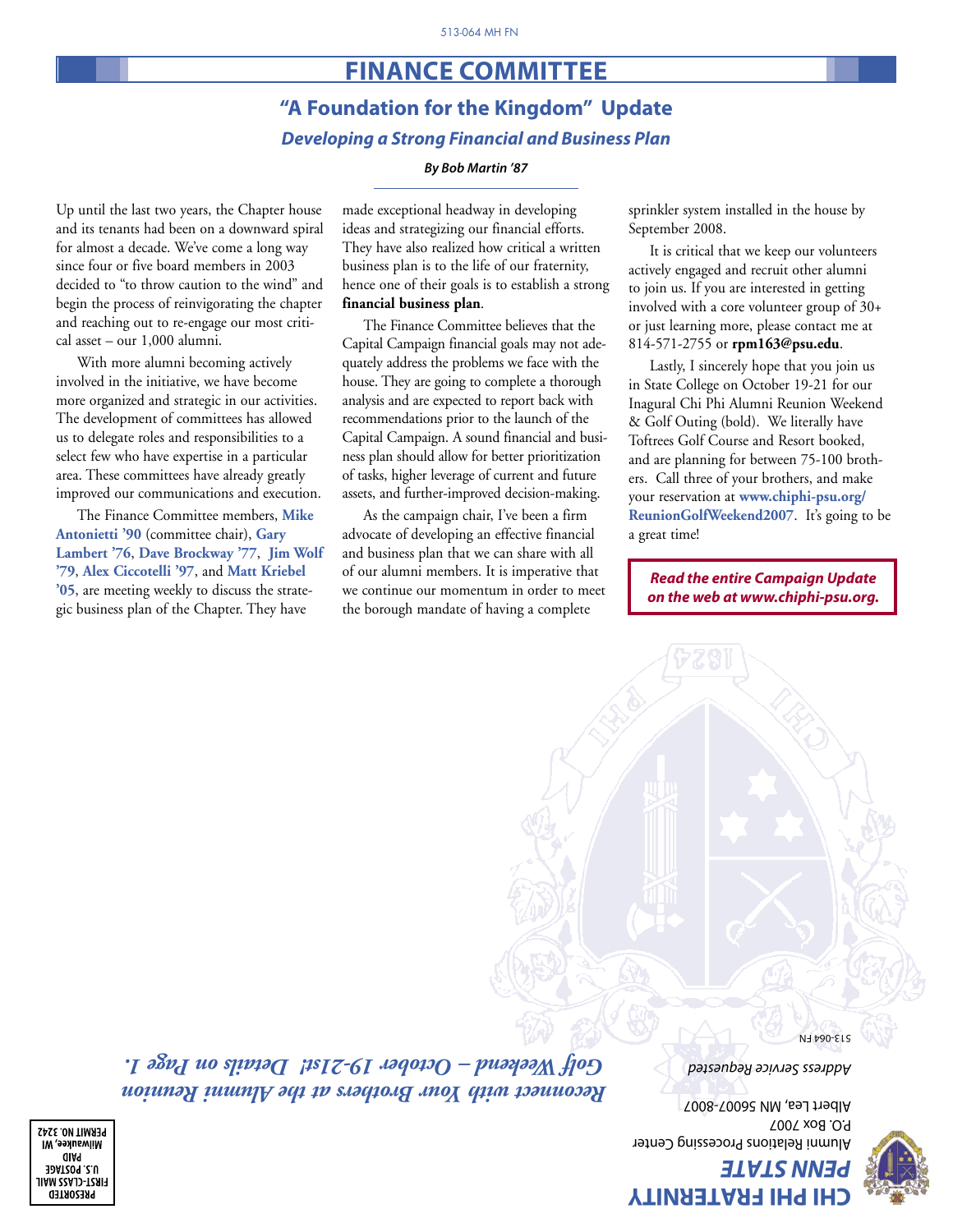# FINANCE COMMITTEE

## "A Foundation for the Kingdom" Update

### *Developing a Strong Financial and Business Plan*

***By Bob Martin '87***

Up until the last two years, the Chapter house and its tenants had been on a downward spiral for almost a decade. We've come a long way since four or five board members in 2003 decided to "to throw caution to the wind" and begin the process of reinvigorating the chapter and reaching out to re-engage our most critical asset – our 1,000 alumni.

With more alumni becoming actively involved in the initiative, we have become more organized and strategic in our activities. The development of committees has allowed us to delegate roles and responsibilities to a select few who have expertise in a particular area. These committees have already greatly improved our communications and execution.

The Finance Committee members, **Mike Antonietti '90** (committee chair), **Gary Lambert '76**, **Dave Brockway '77**, **Jim Wolf '79**, **Alex Ciccotelli '97**, and **Matt Kriebel '05**, are meeting weekly to discuss the strategic business plan of the Chapter. They have made exceptional headway in developing ideas and strategizing our financial efforts. They have also realized how critical a written business plan is to the life of our fraternity, hence one of their goals is to establish a strong **financial business plan**.

The Finance Committee believes that the Capital Campaign financial goals may not adequately address the problems we face with the house. They are going to complete a thorough analysis and are expected to report back with recommendations prior to the launch of the Capital Campaign. A sound financial and business plan should allow for better prioritization of tasks, higher leverage of current and future assets, and further-improved decision-making.

As the campaign chair, I've been a firm advocate of developing an effective financial and business plan that we can share with all of our alumni members. It is imperative that we continue our momentum in order to meet the borough mandate of having a complete sprinkler system installed in the house by September 2008.

It is critical that we keep our volunteers actively engaged and recruit other alumni to join us. If you are interested in getting involved with a core volunteer group of 30+ or just learning more, please contact me at 814-571-2755 or **rpm163@psu.edu**.

Lastly, I sincerely hope that you join us in State College on October 19-21 for our Inagural Chi Phi Alumni Reunion Weekend & Golf Outing (bold). We literally have Toftrees Golf Course and Resort booked, and are planning for between 75-100 brothers. Call three of your brothers, and make your reservation at **www.chiphi-psu.org/ReunionGolfWeekend2007**. It's going to be a great time!

***Read the entire Campaign Update on the web at www.chiphi-psu.org.***

**CHI PHI FRATERNITY**
***PENN STATE***
Alumni Relations Processing Center
P.O. Box 7007
Albert Lea, MN 56007-8007

*Address Service Requested*

513-064 FN

***Reconnect with Your Brothers at the Alumni Reunion Golf Weekend – October 19-21st! Details on Page 1.***

PRESORTED
FIRST-CLASS MAIL
U.S. POSTAGE
PAID
Milwaukee, WI
PERMIT NO. 3242